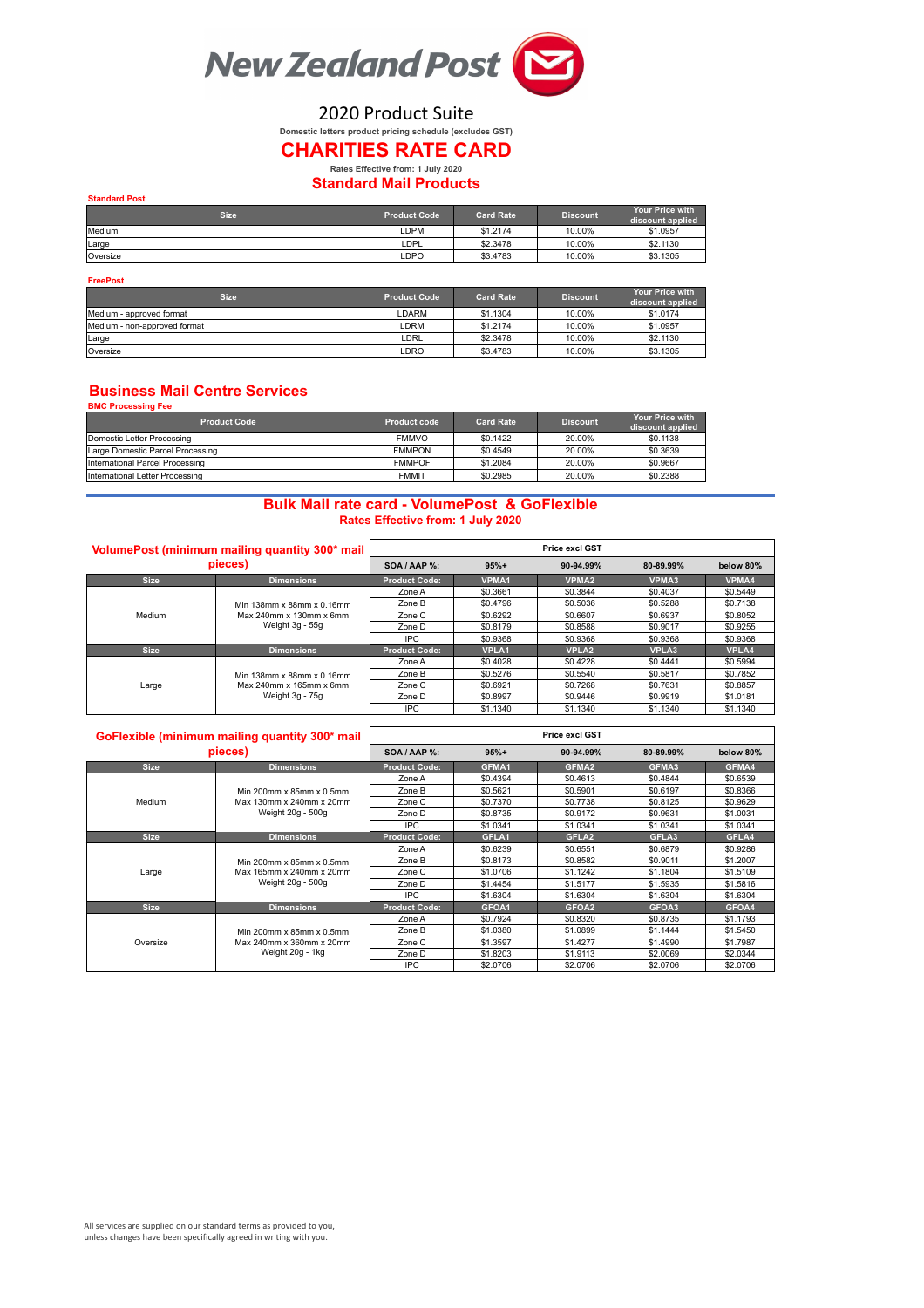# New Zealand Post

## 2020 Product Suite

**Domestic letters product pricing schedule (excludes GST)**

# CHARITIES RATE CARD

**Rates Effective from: 1 July 2020**

## Standard Mail Products

**Standard Post**

| Size | Product Code | Card Rate | Discount | Your Price with discount applied |
|---|---|---|---|---|
| Medium | LDPM | $1.2174 | 10.00% | $1.0957 |
| Large | LDPL | $2.3478 | 10.00% | $2.1130 |
| Oversize | LDPO | $3.4783 | 10.00% | $3.1305 |

**FreePost**

| Size | Product Code | Card Rate | Discount | Your Price with discount applied |
|---|---|---|---|---|
| Medium - approved format | LDARM | $1.1304 | 10.00% | $1.0174 |
| Medium - non-approved format | LDRM | $1.2174 | 10.00% | $1.0957 |
| Large | LDRL | $2.3478 | 10.00% | $2.1130 |
| Oversize | LDRO | $3.4783 | 10.00% | $3.1305 |

## Business Mail Centre Services

**BMC Processing Fee**

| Product Code | Product code | Card Rate | Discount | Your Price with discount applied |
|---|---|---|---|---|
| Domestic Letter Processing | FMMVO | $0.1422 | 20.00% | $0.1138 |
| Large Domestic Parcel Processing | FMMPON | $0.4549 | 20.00% | $0.3639 |
| International Parcel Processing | FMMPOF | $1.2084 | 20.00% | $0.9667 |
| International Letter Processing | FMMIT | $0.2985 | 20.00% | $0.2388 |

## Bulk Mail rate card - VolumePost & GoFlexible

**Rates Effective from: 1 July 2020**

### VolumePost (minimum mailing quantity 300* mail pieces)

| | | Price excl GST | | | | |
|---|---|---|---|---|---|---|
| | | SOA / AAP %: | 95%+ | 90-94.99% | 80-89.99% | below 80% |
| **Size** | **Dimensions** | **Product Code:** | **VPMA1** | **VPMA2** | **VPMA3** | **VPMA4** |
| Medium | Min 138mm x 88mm x 0.16mm Max 240mm x 130mm x 6mm Weight 3g - 55g | Zone A | $0.3661 | $0.3844 | $0.4037 | $0.5449 |
| | | Zone B | $0.4796 | $0.5036 | $0.5288 | $0.7138 |
| | | Zone C | $0.6292 | $0.6607 | $0.6937 | $0.8052 |
| | | Zone D | $0.8179 | $0.8588 | $0.9017 | $0.9255 |
| | | IPC | $0.9368 | $0.9368 | $0.9368 | $0.9368 |
| **Size** | **Dimensions** | **Product Code:** | **VPLA1** | **VPLA2** | **VPLA3** | **VPLA4** |
| Large | Min 138mm x 88mm x 0.16mm Max 240mm x 165mm x 6mm Weight 3g - 75g | Zone A | $0.4028 | $0.4228 | $0.4441 | $0.5994 |
| | | Zone B | $0.5276 | $0.5540 | $0.5817 | $0.7852 |
| | | Zone C | $0.6921 | $0.7268 | $0.7631 | $0.8857 |
| | | Zone D | $0.8997 | $0.9446 | $0.9919 | $1.0181 |
| | | IPC | $1.1340 | $1.1340 | $1.1340 | $1.1340 |

### GoFlexible (minimum mailing quantity 300* mail pieces)

| | | Price excl GST | | | | |
|---|---|---|---|---|---|---|
| | | SOA / AAP %: | 95%+ | 90-94.99% | 80-89.99% | below 80% |
| **Size** | **Dimensions** | **Product Code:** | **GFMA1** | **GFMA2** | **GFMA3** | **GFMA4** |
| Medium | Min 200mm x 85mm x 0.5mm Max 130mm x 240mm x 20mm Weight 20g - 500g | Zone A | $0.4394 | $0.4613 | $0.4844 | $0.6539 |
| | | Zone B | $0.5621 | $0.5901 | $0.6197 | $0.8366 |
| | | Zone C | $0.7370 | $0.7738 | $0.8125 | $0.9629 |
| | | Zone D | $0.8735 | $0.9172 | $0.9631 | $1.0031 |
| | | IPC | $1.0341 | $1.0341 | $1.0341 | $1.0341 |
| **Size** | **Dimensions** | **Product Code:** | **GFLA1** | **GFLA2** | **GFLA3** | **GFLA4** |
| Large | Min 200mm x 85mm x 0.5mm Max 165mm x 240mm x 20mm Weight 20g - 500g | Zone A | $0.6239 | $0.6551 | $0.6879 | $0.9286 |
| | | Zone B | $0.8173 | $0.8582 | $0.9011 | $1.2007 |
| | | Zone C | $1.0706 | $1.1242 | $1.1804 | $1.5109 |
| | | Zone D | $1.4454 | $1.5177 | $1.5935 | $1.5816 |
| | | IPC | $1.6304 | $1.6304 | $1.6304 | $1.6304 |
| **Size** | **Dimensions** | **Product Code:** | **GFOA1** | **GFOA2** | **GFOA3** | **GFOA4** |
| Oversize | Min 200mm x 85mm x 0.5mm Max 240mm x 360mm x 20mm Weight 20g - 1kg | Zone A | $0.7924 | $0.8320 | $0.8735 | $1.1793 |
| | | Zone B | $1.0380 | $1.0899 | $1.1444 | $1.5450 |
| | | Zone C | $1.3597 | $1.4277 | $1.4990 | $1.7987 |
| | | Zone D | $1.8203 | $1.9113 | $2.0069 | $2.0344 |
| | | IPC | $2.0706 | $2.0706 | $2.0706 | $2.0706 |

All services are supplied on our standard terms as provided to you, unless changes have been specifically agreed in writing with you.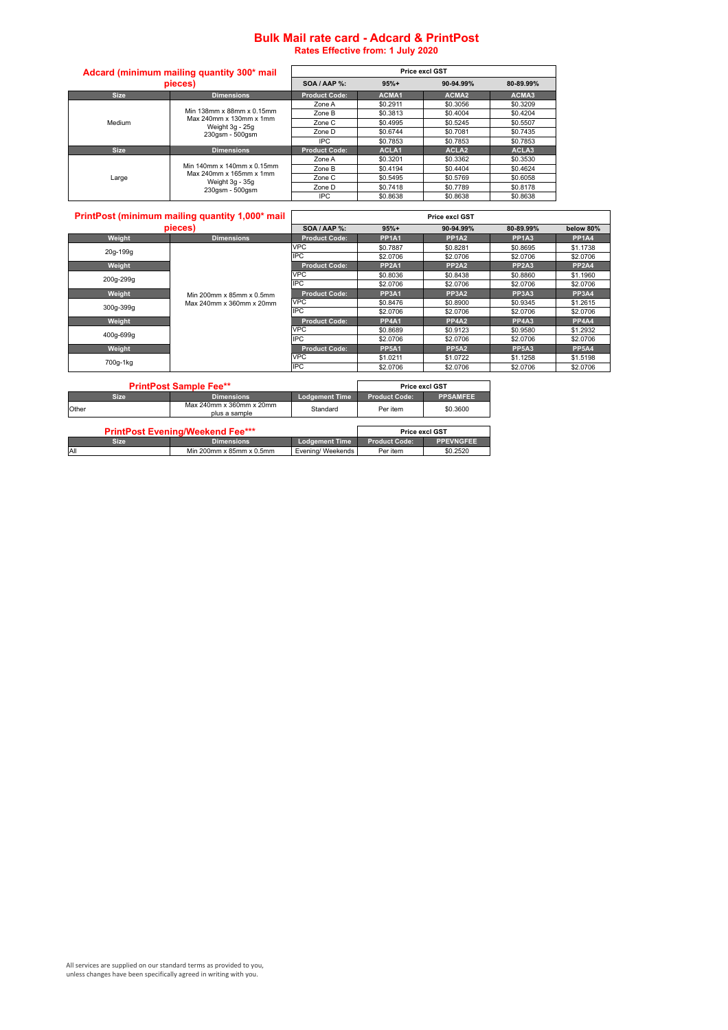# Bulk Mail rate card - Adcard & PrintPost

**Rates Effective from: 1 July 2020**

## Adcard (minimum mailing quantity 300* mail pieces)

| | | Price excl GST | | | |
|---|---|---|---|---|---|
| | | SOA / AAP %: | 95%+ | 90-94.99% | 80-89.99% |
| **Size** | **Dimensions** | **Product Code:** | **ACMA1** | **ACMA2** | **ACMA3** |
| Medium | Min 138mm x 88mm x 0.15mm Max 240mm x 130mm x 1mm Weight 3g - 25g 230gsm - 500gsm | Zone A | $0.2911 | $0.3056 | $0.3209 |
| | | Zone B | $0.3813 | $0.4004 | $0.4204 |
| | | Zone C | $0.4995 | $0.5245 | $0.5507 |
| | | Zone D | $0.6744 | $0.7081 | $0.7435 |
| | | IPC | $0.7853 | $0.7853 | $0.7853 |
| **Size** | **Dimensions** | **Product Code:** | **ACLA1** | **ACLA2** | **ACLA3** |
| Large | Min 140mm x 140mm x 0.15mm Max 240mm x 165mm x 1mm Weight 3g - 35g 230gsm - 500gsm | Zone A | $0.3201 | $0.3362 | $0.3530 |
| | | Zone B | $0.4194 | $0.4404 | $0.4624 |
| | | Zone C | $0.5495 | $0.5769 | $0.6058 |
| | | Zone D | $0.7418 | $0.7789 | $0.8178 |
| | | IPC | $0.8638 | $0.8638 | $0.8638 |

## PrintPost (minimum mailing quantity 1,000* mail pieces)

| | | Price excl GST | | | | |
|---|---|---|---|---|---|---|
| | | SOA / AAP %: | 95%+ | 90-94.99% | 80-89.99% | below 80% |
| **Weight** | **Dimensions** | **Product Code:** | **PP1A1** | **PP1A2** | **PP1A3** | **PP1A4** |
| 20g-199g | Min 200mm x 85mm x 0.5mm Max 240mm x 360mm x 20mm | VPC | $0.7887 | $0.8281 | $0.8695 | $1.1738 |
| | | IPC | $2.0706 | $2.0706 | $2.0706 | $2.0706 |
| **Weight** | | **Product Code:** | **PP2A1** | **PP2A2** | **PP2A3** | **PP2A4** |
| 200g-299g | | VPC | $0.8036 | $0.8438 | $0.8860 | $1.1960 |
| | | IPC | $2.0706 | $2.0706 | $2.0706 | $2.0706 |
| **Weight** | | **Product Code:** | **PP3A1** | **PP3A2** | **PP3A3** | **PP3A4** |
| 300g-399g | | VPC | $0.8476 | $0.8900 | $0.9345 | $1.2615 |
| | | IPC | $2.0706 | $2.0706 | $2.0706 | $2.0706 |
| **Weight** | | **Product Code:** | **PP4A1** | **PP4A2** | **PP4A3** | **PP4A4** |
| 400g-699g | | VPC | $0.8689 | $0.9123 | $0.9580 | $1.2932 |
| | | IPC | $2.0706 | $2.0706 | $2.0706 | $2.0706 |
| **Weight** | | **Product Code:** | **PP5A1** | **PP5A2** | **PP5A3** | **PP5A4** |
| 700g-1kg | | VPC | $1.0211 | $1.0722 | $1.1258 | $1.5198 |
| | | IPC | $2.0706 | $2.0706 | $2.0706 | $2.0706 |

## PrintPost Sample Fee**

| | | | Price excl GST | |
|---|---|---|---|---|
| **Size** | **Dimensions** | **Lodgement Time** | **Product Code:** | **PPSAMFEE** |
| Other | Max 240mm x 360mm x 20mm plus a sample | Standard | Per item | $0.3600 |

## PrintPost Evening/Weekend Fee***

| | | | Price excl GST | |
|---|---|---|---|---|
| **Size** | **Dimensions** | **Lodgement Time** | **Product Code:** | **PPEVNGFEE** |
| All | Min 200mm x 85mm x 0.5mm | Evening/ Weekends | Per item | $0.2520 |

All services are supplied on our standard terms as provided to you, unless changes have been specifically agreed in writing with you.